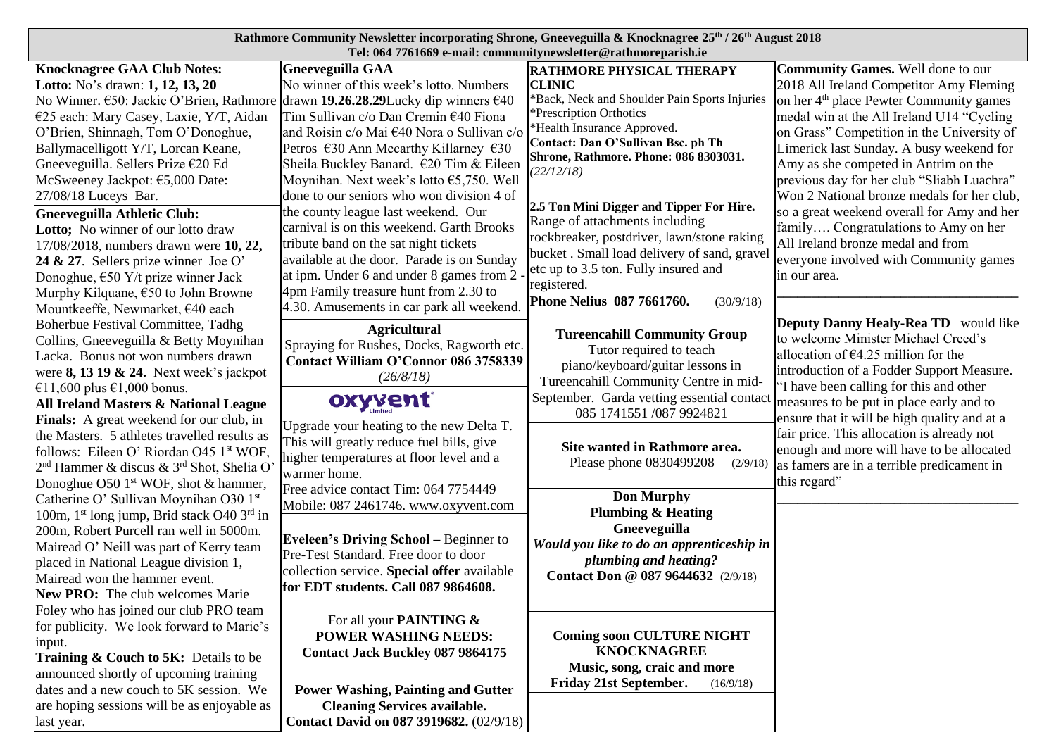# Rathmore Community Newsletter incorporating Shrone, Gneeveguilla & Knocknagree 25th / 26th August 2018

Tel: 064 7761669 e-mail: communitynewsletter@rathmoreparish.ie

**Knocknagree GAA Club Notes:**

**Lotto:** No's drawn: **1, 12, 13, 20**

No Winner. €50: Jackie O'Brien, Rathmore €25 each: Mary Casey, Laxie, Y/T, Aidan O'Brien, Shinnagh, Tom O'Donoghue, Ballymacelligott Y/T, Lorcan Keane, Gneeveguilla. Sellers Prize €20 Ed McSweeney Jackpot: €5,000 Date: 27/08/18 Luceys Bar.

**Gneeveguilla Athletic Club:**

**Lotto;** No winner of our lotto draw 17/08/2018, numbers drawn were **10, 22, 24 & 27**. Sellers prize winner Joe O' Donoghue, €50 Y/t prize winner Jack Murphy Kilquane, €50 to John Browne Mountkeeffe, Newmarket, €40 each Boherbue Festival Committee, Tadhg Collins, Gneeveguilla & Betty Moynihan Lacka. Bonus not won numbers drawn were **8, 13 19 & 24.** Next week's jackpot €11,600 plus €1,000 bonus.

**All Ireland Masters & National League Finals:** A great weekend for our club, in the Masters. 5 athletes travelled results as follows: Eileen O' Riordan O45 1st WOF, 2nd Hammer & discus & 3rd Shot, Shelia O' Donoghue O50 1st WOF, shot & hammer, Catherine O' Sullivan Moynihan O30 1st 100m, 1st long jump, Brid stack O40 3rd in 200m, Robert Purcell ran well in 5000m. Mairead O' Neill was part of Kerry team placed in National League division 1, Mairead won the hammer event.

**New PRO:** The club welcomes Marie Foley who has joined our club PRO team for publicity. We look forward to Marie's input.

**Training & Couch to 5K:** Details to be announced shortly of upcoming training dates and a new couch to 5K session. We are hoping sessions will be as enjoyable as last year.

**Gneeveguilla GAA**

No winner of this week's lotto. Numbers drawn **19.26.28.29**Lucky dip winners €40 Tim Sullivan c/o Dan Cremin €40 Fiona and Roisin c/o Mai €40 Nora o Sullivan c/o Petros €30 Ann Mccarthy Killarney €30 Sheila Buckley Banard. €20 Tim & Eileen Moynihan. Next week's lotto €5,750. Well done to our seniors who won division 4 of the county league last weekend. Our carnival is on this weekend. Garth Brooks tribute band on the sat night tickets available at the door. Parade is on Sunday at ipm. Under 6 and under 8 games from 2 - 4pm Family treasure hunt from 2.30 to 4.30. Amusements in car park all weekend.

**Agricultural**

Spraying for Rushes, Docks, Ragworth etc.
**Contact William O'Connor 086 3758339**
*(26/8/18)*

**oxyvent Limited**

Upgrade your heating to the new Delta T. This will greatly reduce fuel bills, give higher temperatures at floor level and a warmer home.
Free advice contact Tim: 064 7754449
Mobile: 087 2461746. www.oxyvent.com

**Eveleen's Driving School –** Beginner to Pre-Test Standard. Free door to door collection service. **Special offer** available **for EDT students. Call 087 9864608.**

For all your **PAINTING & POWER WASHING NEEDS: Contact Jack Buckley 087 9864175**

**Power Washing, Painting and Gutter Cleaning Services available.**
**Contact David on 087 3919682.** (02/9/18)

**RATHMORE PHYSICAL THERAPY CLINIC**

*Back, Neck and Shoulder Pain Sports Injuries
*Prescription Orthotics
*Health Insurance Approved.
**Contact: Dan O'Sullivan Bsc. ph Th Shrone, Rathmore. Phone: 086 8303031.**
*(22/12/18)*

**2.5 Ton Mini Digger and Tipper For Hire.**
Range of attachments including rockbreaker, postdriver, lawn/stone raking bucket . Small load delivery of sand, gravel etc up to 3.5 ton. Fully insured and registered.
**Phone Nelius 087 7661760.** (30/9/18)

**Tureencahill Community Group**

Tutor required to teach piano/keyboard/guitar lessons in Tureencahill Community Centre in mid-September. Garda vetting essential contact 085 1741551 /087 9924821

**Site wanted in Rathmore area.**
Please phone 0830499208 (2/9/18)

**Don Murphy**
**Plumbing & Heating**
**Gneeveguilla**
***Would you like to do an apprenticeship in plumbing and heating?***
**Contact Don @ 087 9644632** (2/9/18)

**Coming soon CULTURE NIGHT KNOCKNAGREE**
**Music, song, craic and more**
**Friday 21st September.** (16/9/18)

**Community Games.** Well done to our 2018 All Ireland Competitor Amy Fleming on her 4th place Pewter Community games medal win at the All Ireland U14 "Cycling on Grass" Competition in the University of Limerick last Sunday. A busy weekend for Amy as she competed in Antrim on the previous day for her club "Sliabh Luachra" Won 2 National bronze medals for her club, so a great weekend overall for Amy and her family…. Congratulations to Amy on her All Ireland bronze medal and from everyone involved with Community games in our area.

---

**Deputy Danny Healy-Rea TD** would like to welcome Minister Michael Creed's allocation of €4.25 million for the introduction of a Fodder Support Measure. "I have been calling for this and other measures to be put in place early and to ensure that it will be high quality and at a fair price. This allocation is already not enough and more will have to be allocated as famers are in a terrible predicament in this regard"

---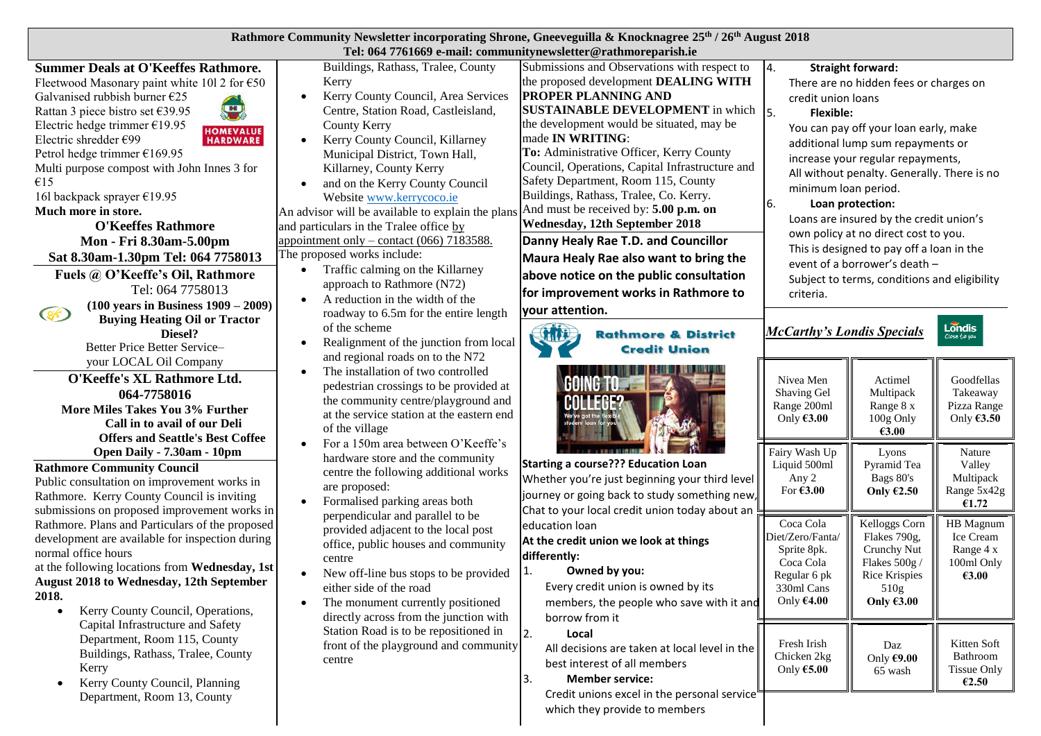**Rathmore Community Newsletter incorporating Shrone, Gneeveguilla & Knocknagree 25th / 26th August 2018**
**Tel: 064 7761669 e-mail: communitynewsletter@rathmoreparish.ie**

## Summer Deals at O'Keeffes Rathmore.

Fleetwood Masonary paint white 10l 2 for €50
Galvanised rubbish burner €25
Rattan 3 piece bistro set €39.95
Electric hedge trimmer €19.95
Electric shredder €99
Petrol hedge trimmer €169.95
Multi purpose compost with John Innes 3 for €15
16l backpack sprayer €19.95
**Much more in store.**

HOMEVALUE HARDWARE

**O'Keeffes Rathmore**
**Mon - Fri 8.30am-5.00pm**
**Sat 8.30am-1.30pm Tel: 064 7758013**

**Fuels @ O'Keeffe's Oil, Rathmore**
Tel: 064 7758013
**(100 years in Business 1909 – 2009)**
**Buying Heating Oil or Tractor Diesel?**
Better Price Better Service– your LOCAL Oil Company

**O'Keeffe's XL Rathmore Ltd.**
**064-7758016**
**More Miles Takes You 3% Further**
**Call in to avail of our Deli Offers and Seattle's Best Coffee**
**Open Daily - 7.30am - 10pm**

## Rathmore Community Council

Public consultation on improvement works in Rathmore. Kerry County Council is inviting submissions on proposed improvement works in Rathmore. Plans and Particulars of the proposed development are available for inspection during normal office hours at the following locations from **Wednesday, 1st August 2018 to Wednesday, 12th September 2018.**

- Kerry County Council, Operations, Capital Infrastructure and Safety Department, Room 115, County Buildings, Rathass, Tralee, County Kerry
- Kerry County Council, Planning Department, Room 13, County Buildings, Rathass, Tralee, County Kerry
- Kerry County Council, Area Services Centre, Station Road, Castleisland, County Kerry
- Kerry County Council, Killarney Municipal District, Town Hall, Killarney, County Kerry
- and on the Kerry County Council Website www.kerrycoco.ie

An advisor will be available to explain the plans and particulars in the Tralee office by appointment only – contact (066) 7183588.

The proposed works include:

- Traffic calming on the Killarney approach to Rathmore (N72)
- A reduction in the width of the roadway to 6.5m for the entire length of the scheme
- Realignment of the junction from local and regional roads on to the N72
- The installation of two controlled pedestrian crossings to be provided at the community centre/playground and at the service station at the eastern end of the village
- For a 150m area between O'Keeffe's hardware store and the community centre the following additional works are proposed:
- Formalised parking areas both perpendicular and parallel to be provided adjacent to the local post office, public houses and community centre
- New off-line bus stops to be provided either side of the road
- The monument currently positioned directly across from the junction with Station Road is to be repositioned in front of the playground and community centre

Submissions and Observations with respect to the proposed development **DEALING WITH PROPER PLANNING AND SUSTAINABLE DEVELOPMENT** in which the development would be situated, may be made **IN WRITING**:
**To:** Administrative Officer, Kerry County Council, Operations, Capital Infrastructure and Safety Department, Room 115, County Buildings, Rathass, Tralee, Co. Kerry.
And must be received by: **5.00 p.m. on Wednesday, 12th September 2018**

**Danny Healy Rae T.D. and Councillor Maura Healy Rae also want to bring the above notice on the public consultation for improvement works in Rathmore to your attention.**

## Rathmore & District Credit Union

GOING TO COLLEGE? We've got the flexible student loan for you

**Starting a course??? Education Loan**
Whether you're just beginning your third level journey or going back to study something new, Chat to your local credit union today about an education loan

**At the credit union we look at things differently:**

1. **Owned by you:**
   Every credit union is owned by its members, the people who save with it and borrow from it
2. **Local**
   All decisions are taken at local level in the best interest of all members
3. **Member service:**
   Credit unions excel in the personal service which they provide to members
4. **Straight forward:**
   There are no hidden fees or charges on credit union loans
5. **Flexible:**
   You can pay off your loan early, make additional lump sum repayments or increase your regular repayments, All without penalty. Generally. There is no minimum loan period.
6. **Loan protection:**
   Loans are insured by the credit union's own policy at no direct cost to you. This is designed to pay off a loan in the event of a borrower's death – Subject to terms, conditions and eligibility criteria.

## *McCarthy's Londis Specials*

| | | |
|---|---|---|
| Nivea Men Shaving Gel Range 200ml Only **€3.00** | Actimel Multipack Range 8 x 100g Only **€3.00** | Goodfellas Takeaway Pizza Range Only **€3.50** |
| Fairy Wash Up Liquid 500ml Any 2 For **€3.00** | Lyons Pyramid Tea Bags 80's **Only €2.50** | Nature Valley Multipack Range 5x42g **€1.72** |
| Coca Cola Diet/Zero/Fanta/ Sprite 8pk. Coca Cola Regular 6 pk 330ml Cans Only **€4.00** | Kelloggs Corn Flakes 790g, Crunchy Nut Flakes 500g / Rice Krispies 510g **Only €3.00** | HB Magnum Ice Cream Range 4 x 100ml Only **€3.00** |
| Fresh Irish Chicken 2kg Only **€5.00** | Daz Only **€9.00** 65 wash | Kitten Soft Bathroom Tissue Only **€2.50** |